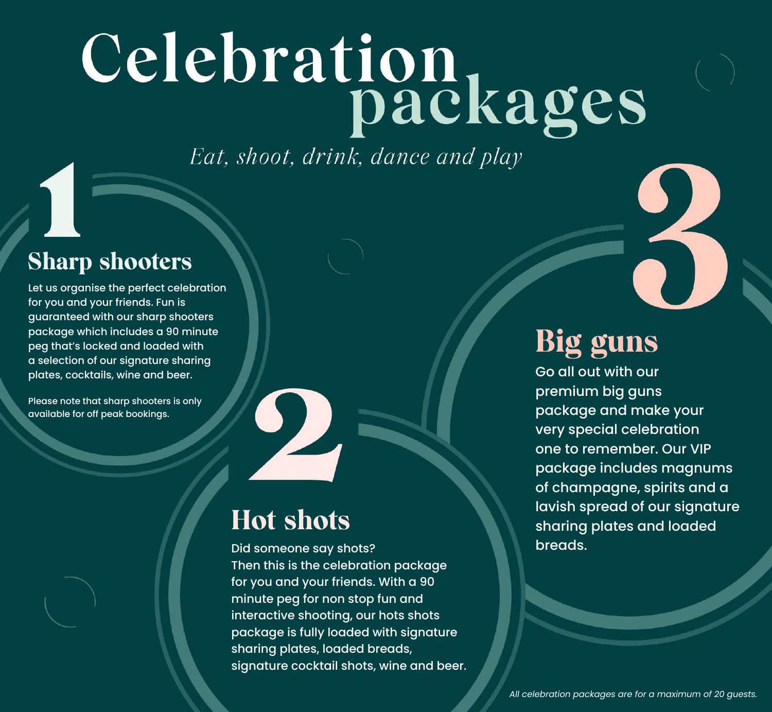# Celebration packages

*Eat, shoot, drink, dance and play*

## 1

### Sharp shooters

Let us organise the perfect celebration for you and your friends. Fun is guaranteed with our sharp shooters package which includes a 90 minute peg that's locked and loaded with a selection of our signature sharing plates, cocktails, wine and beer.

Please note that sharp shooters is only available for off peak bookings.

## 2

### Hot shots

Did someone say shots?
Then this is the celebration package for you and your friends. With a 90 minute peg for non stop fun and interactive shooting, our hots shots package is fully loaded with signature sharing plates, loaded breads, signature cocktail shots, wine and beer.

## 3

### Big guns

Go all out with our premium big guns package and make your very special celebration one to remember. Our VIP package includes magnums of champagne, spirits and a lavish spread of our signature sharing plates and loaded breads.

*All celebration packages are for a maximum of 20 guests.*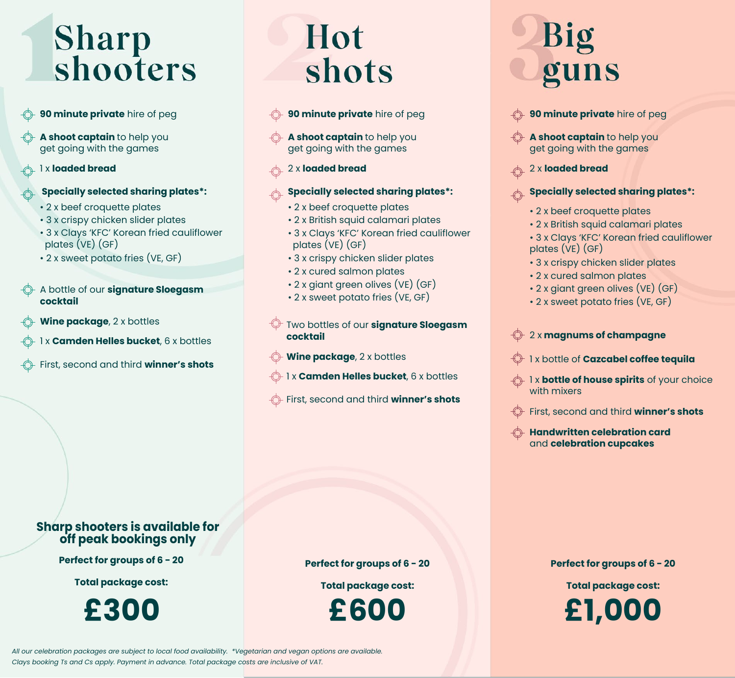# 1 Sharp shooters

- **90 minute private** hire of peg
- **A shoot captain** to help you get going with the games
- 1 x **loaded bread**
- **Specially selected sharing plates*:**
  - 2 x beef croquette plates
  - 3 x crispy chicken slider plates
  - 3 x Clays 'KFC' Korean fried cauliflower plates (VE) (GF)
  - 2 x sweet potato fries (VE, GF)
- A bottle of our **signature Sloegasm cocktail**
- **Wine package**, 2 x bottles
- 1 x **Camden Helles bucket**, 6 x bottles
- First, second and third **winner's shots**

**Sharp shooters is available for off peak bookings only**

**Perfect for groups of 6 - 20**

**Total package cost:**

**£300**

# 2 Hot shots

- **90 minute private** hire of peg
- **A shoot captain** to help you get going with the games
- 2 x **loaded bread**
- **Specially selected sharing plates*:**
  - 2 x beef croquette plates
  - 2 x British squid calamari plates
  - 3 x Clays 'KFC' Korean fried cauliflower plates (VE) (GF)
  - 3 x crispy chicken slider plates
  - 2 x cured salmon plates
  - 2 x giant green olives (VE) (GF)
  - 2 x sweet potato fries (VE, GF)
- Two bottles of our **signature Sloegasm cocktail**
- **Wine package**, 2 x bottles
- 1 x **Camden Helles bucket**, 6 x bottles
- First, second and third **winner's shots**

**Perfect for groups of 6 - 20**

**Total package cost:**

**£600**

# 3 Big guns

- **90 minute private** hire of peg
- **A shoot captain** to help you get going with the games
- 2 x **loaded bread**
- **Specially selected sharing plates*:**
  - 2 x beef croquette plates
  - 2 x British squid calamari plates
  - 3 x Clays 'KFC' Korean fried cauliflower plates (VE) (GF)
  - 3 x crispy chicken slider plates
  - 2 x cured salmon plates
  - 2 x giant green olives (VE) (GF)
  - 2 x sweet potato fries (VE, GF)
- 2 x **magnums of champagne**
- 1 x bottle of **Cazcabel coffee tequila**
- 1 x **bottle of house spirits** of your choice with mixers
- First, second and third **winner's shots**
- **Handwritten celebration card** and **celebration cupcakes**

**Perfect for groups of 6 - 20**

**Total package cost:**

**£1,000**

*All our celebration packages are subject to local food availability. *Vegetarian and vegan options are available. Clays booking Ts and Cs apply. Payment in advance. Total package costs are inclusive of VAT.*